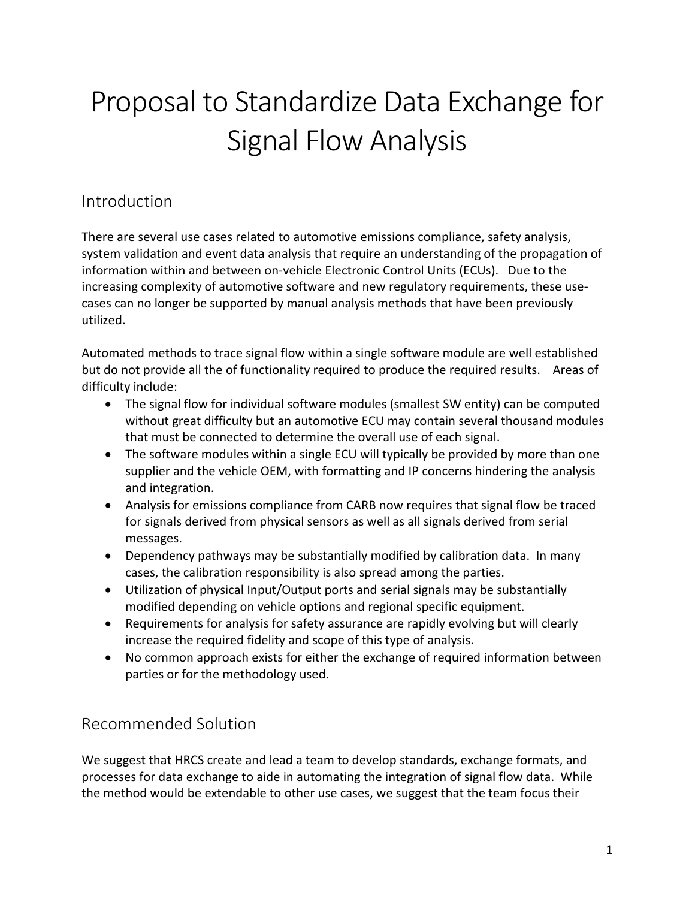# Proposal to Standardize Data Exchange for Signal Flow Analysis

## Introduction

There are several use cases related to automotive emissions compliance, safety analysis, system validation and event data analysis that require an understanding of the propagation of information within and between on-vehicle Electronic Control Units (ECUs). Due to the increasing complexity of automotive software and new regulatory requirements, these use-cases can no longer be supported by manual analysis methods that have been previously utilized.

Automated methods to trace signal flow within a single software module are well established but do not provide all the of functionality required to produce the required results. Areas of difficulty include:

- The signal flow for individual software modules (smallest SW entity) can be computed without great difficulty but an automotive ECU may contain several thousand modules that must be connected to determine the overall use of each signal.
- The software modules within a single ECU will typically be provided by more than one supplier and the vehicle OEM, with formatting and IP concerns hindering the analysis and integration.
- Analysis for emissions compliance from CARB now requires that signal flow be traced for signals derived from physical sensors as well as all signals derived from serial messages.
- Dependency pathways may be substantially modified by calibration data. In many cases, the calibration responsibility is also spread among the parties.
- Utilization of physical Input/Output ports and serial signals may be substantially modified depending on vehicle options and regional specific equipment.
- Requirements for analysis for safety assurance are rapidly evolving but will clearly increase the required fidelity and scope of this type of analysis.
- No common approach exists for either the exchange of required information between parties or for the methodology used.

## Recommended Solution

We suggest that HRCS create and lead a team to develop standards, exchange formats, and processes for data exchange to aide in automating the integration of signal flow data. While the method would be extendable to other use cases, we suggest that the team focus their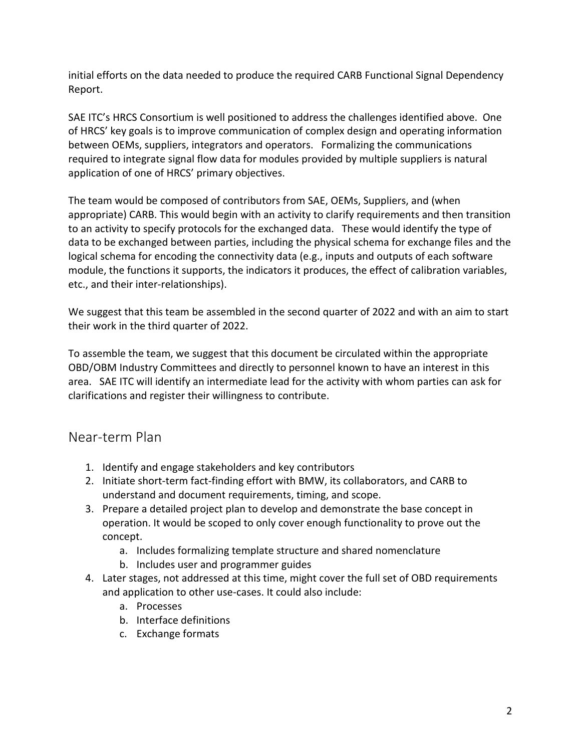initial efforts on the data needed to produce the required CARB Functional Signal Dependency Report.

SAE ITC's HRCS Consortium is well positioned to address the challenges identified above. One of HRCS' key goals is to improve communication of complex design and operating information between OEMs, suppliers, integrators and operators. Formalizing the communications required to integrate signal flow data for modules provided by multiple suppliers is natural application of one of HRCS' primary objectives.

The team would be composed of contributors from SAE, OEMs, Suppliers, and (when appropriate) CARB. This would begin with an activity to clarify requirements and then transition to an activity to specify protocols for the exchanged data. These would identify the type of data to be exchanged between parties, including the physical schema for exchange files and the logical schema for encoding the connectivity data (e.g., inputs and outputs of each software module, the functions it supports, the indicators it produces, the effect of calibration variables, etc., and their inter-relationships).

We suggest that this team be assembled in the second quarter of 2022 and with an aim to start their work in the third quarter of 2022.

To assemble the team, we suggest that this document be circulated within the appropriate OBD/OBM Industry Committees and directly to personnel known to have an interest in this area. SAE ITC will identify an intermediate lead for the activity with whom parties can ask for clarifications and register their willingness to contribute.

## Near-term Plan

1. Identify and engage stakeholders and key contributors
2. Initiate short-term fact-finding effort with BMW, its collaborators, and CARB to understand and document requirements, timing, and scope.
3. Prepare a detailed project plan to develop and demonstrate the base concept in operation. It would be scoped to only cover enough functionality to prove out the concept.
   a. Includes formalizing template structure and shared nomenclature
   b. Includes user and programmer guides
4. Later stages, not addressed at this time, might cover the full set of OBD requirements and application to other use-cases. It could also include:
   a. Processes
   b. Interface definitions
   c. Exchange formats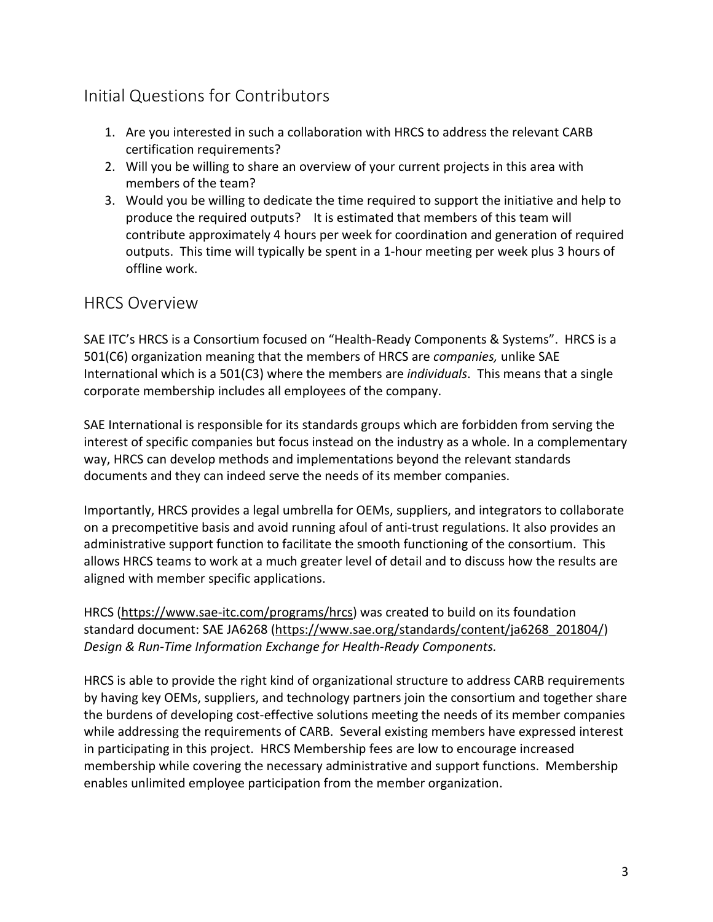## Initial Questions for Contributors

1. Are you interested in such a collaboration with HRCS to address the relevant CARB certification requirements?
2. Will you be willing to share an overview of your current projects in this area with members of the team?
3. Would you be willing to dedicate the time required to support the initiative and help to produce the required outputs? It is estimated that members of this team will contribute approximately 4 hours per week for coordination and generation of required outputs. This time will typically be spent in a 1-hour meeting per week plus 3 hours of offline work.

## HRCS Overview

SAE ITC's HRCS is a Consortium focused on "Health-Ready Components & Systems". HRCS is a 501(C6) organization meaning that the members of HRCS are *companies,* unlike SAE International which is a 501(C3) where the members are *individuals*. This means that a single corporate membership includes all employees of the company.

SAE International is responsible for its standards groups which are forbidden from serving the interest of specific companies but focus instead on the industry as a whole. In a complementary way, HRCS can develop methods and implementations beyond the relevant standards documents and they can indeed serve the needs of its member companies.

Importantly, HRCS provides a legal umbrella for OEMs, suppliers, and integrators to collaborate on a precompetitive basis and avoid running afoul of anti-trust regulations. It also provides an administrative support function to facilitate the smooth functioning of the consortium. This allows HRCS teams to work at a much greater level of detail and to discuss how the results are aligned with member specific applications.

HRCS (https://www.sae-itc.com/programs/hrcs) was created to build on its foundation standard document: SAE JA6268 (https://www.sae.org/standards/content/ja6268_201804/) *Design & Run-Time Information Exchange for Health-Ready Components.*

HRCS is able to provide the right kind of organizational structure to address CARB requirements by having key OEMs, suppliers, and technology partners join the consortium and together share the burdens of developing cost-effective solutions meeting the needs of its member companies while addressing the requirements of CARB. Several existing members have expressed interest in participating in this project. HRCS Membership fees are low to encourage increased membership while covering the necessary administrative and support functions. Membership enables unlimited employee participation from the member organization.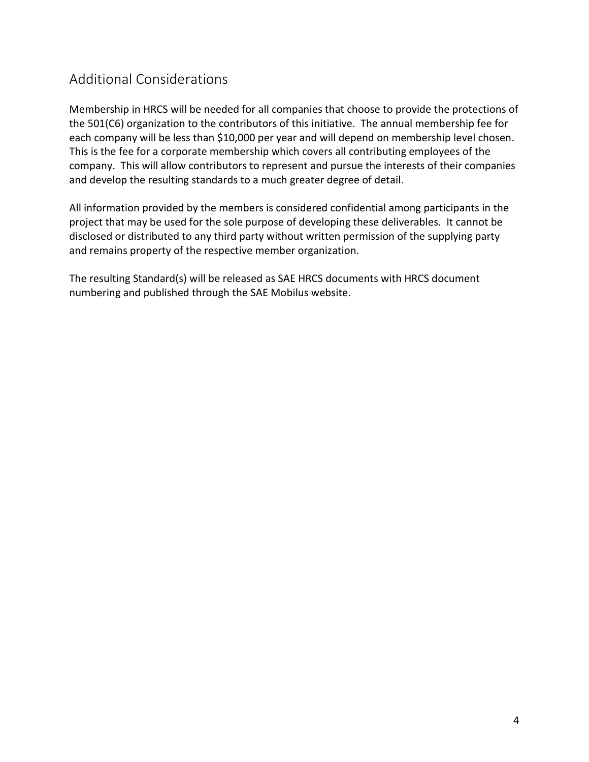## Additional Considerations

Membership in HRCS will be needed for all companies that choose to provide the protections of the 501(C6) organization to the contributors of this initiative. The annual membership fee for each company will be less than $10,000 per year and will depend on membership level chosen. This is the fee for a corporate membership which covers all contributing employees of the company. This will allow contributors to represent and pursue the interests of their companies and develop the resulting standards to a much greater degree of detail.

All information provided by the members is considered confidential among participants in the project that may be used for the sole purpose of developing these deliverables. It cannot be disclosed or distributed to any third party without written permission of the supplying party and remains property of the respective member organization.

The resulting Standard(s) will be released as SAE HRCS documents with HRCS document numbering and published through the SAE Mobilus website.